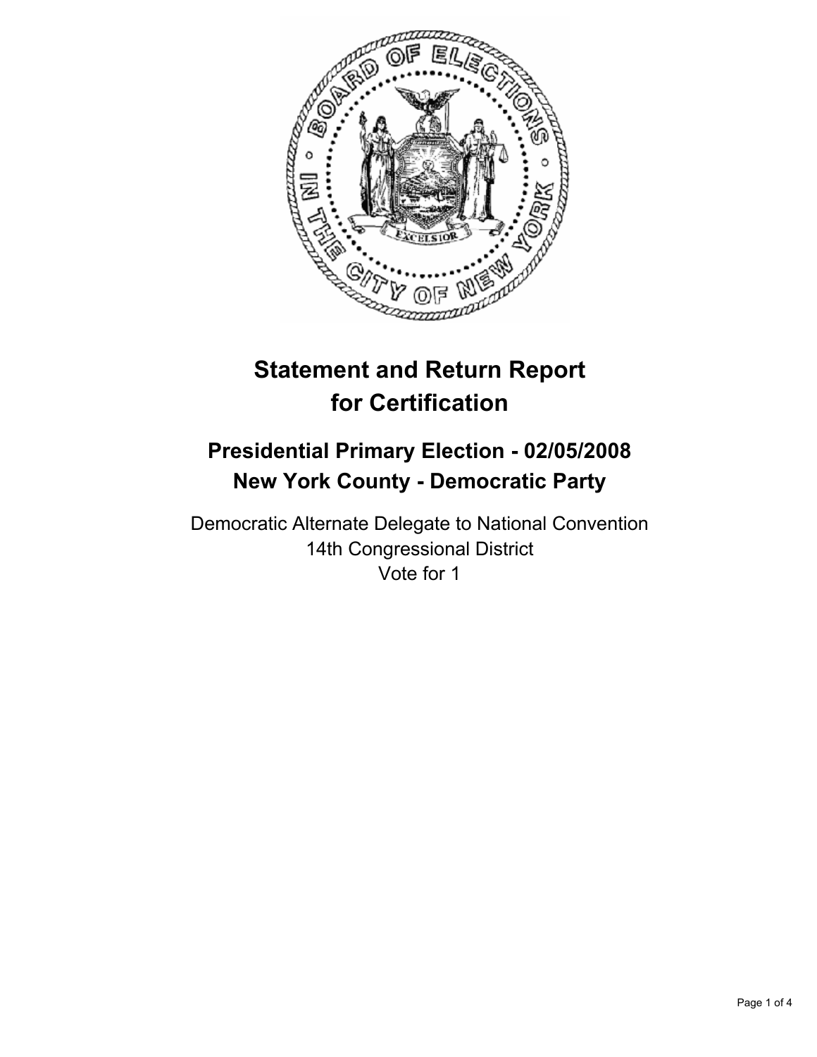# Statement and Return Report for Certification

## Presidential Primary Election - 02/05/2008
## New York County - Democratic Party

Democratic Alternate Delegate to National Convention
14th Congressional District
Vote for 1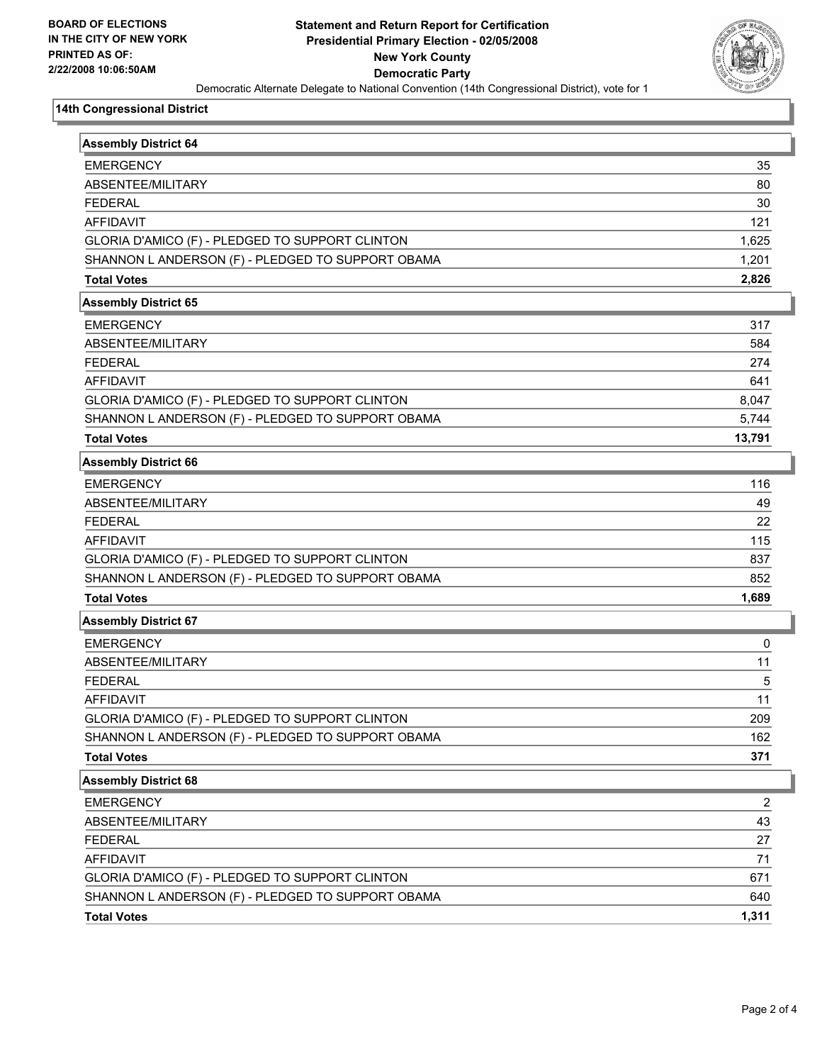**BOARD OF ELECTIONS IN THE CITY OF NEW YORK PRINTED AS OF: 2/22/2008 10:06:50AM**

# Statement and Return Report for Certification
## Presidential Primary Election - 02/05/2008
## New York County
## Democratic Party

Democratic Alternate Delegate to National Convention (14th Congressional District), vote for 1

### 14th Congressional District

| Assembly District 64 | |
|---|---|
| EMERGENCY | 35 |
| ABSENTEE/MILITARY | 80 |
| FEDERAL | 30 |
| AFFIDAVIT | 121 |
| GLORIA D'AMICO (F) - PLEDGED TO SUPPORT CLINTON | 1,625 |
| SHANNON L ANDERSON (F) - PLEDGED TO SUPPORT OBAMA | 1,201 |
| **Total Votes** | **2,826** |

| Assembly District 65 | |
|---|---|
| EMERGENCY | 317 |
| ABSENTEE/MILITARY | 584 |
| FEDERAL | 274 |
| AFFIDAVIT | 641 |
| GLORIA D'AMICO (F) - PLEDGED TO SUPPORT CLINTON | 8,047 |
| SHANNON L ANDERSON (F) - PLEDGED TO SUPPORT OBAMA | 5,744 |
| **Total Votes** | **13,791** |

| Assembly District 66 | |
|---|---|
| EMERGENCY | 116 |
| ABSENTEE/MILITARY | 49 |
| FEDERAL | 22 |
| AFFIDAVIT | 115 |
| GLORIA D'AMICO (F) - PLEDGED TO SUPPORT CLINTON | 837 |
| SHANNON L ANDERSON (F) - PLEDGED TO SUPPORT OBAMA | 852 |
| **Total Votes** | **1,689** |

| Assembly District 67 | |
|---|---|
| EMERGENCY | 0 |
| ABSENTEE/MILITARY | 11 |
| FEDERAL | 5 |
| AFFIDAVIT | 11 |
| GLORIA D'AMICO (F) - PLEDGED TO SUPPORT CLINTON | 209 |
| SHANNON L ANDERSON (F) - PLEDGED TO SUPPORT OBAMA | 162 |
| **Total Votes** | **371** |

| Assembly District 68 | |
|---|---|
| EMERGENCY | 2 |
| ABSENTEE/MILITARY | 43 |
| FEDERAL | 27 |
| AFFIDAVIT | 71 |
| GLORIA D'AMICO (F) - PLEDGED TO SUPPORT CLINTON | 671 |
| SHANNON L ANDERSON (F) - PLEDGED TO SUPPORT OBAMA | 640 |
| **Total Votes** | **1,311** |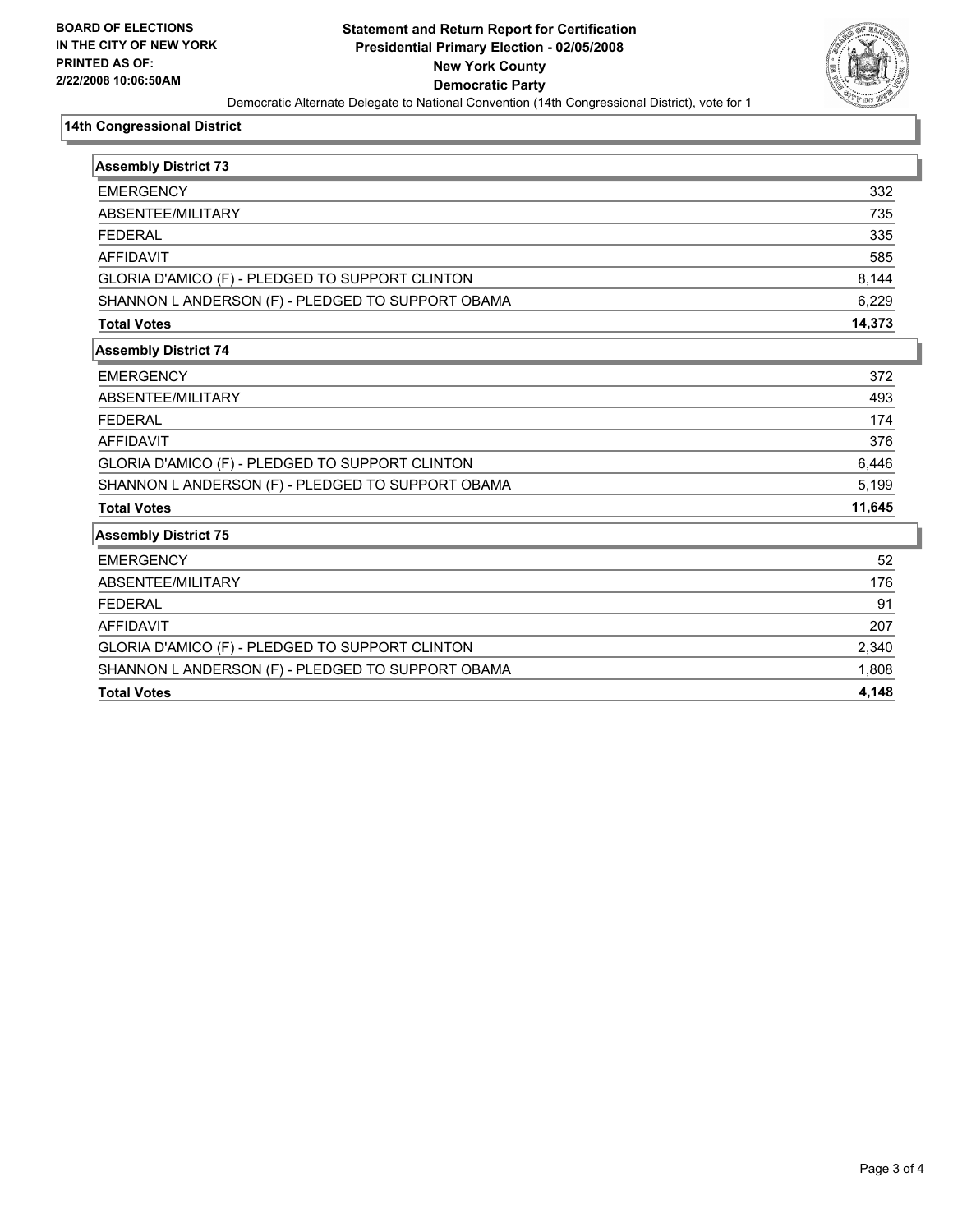**BOARD OF ELECTIONS IN THE CITY OF NEW YORK PRINTED AS OF: 2/22/2008 10:06:50AM**

# Statement and Return Report for Certification
## Presidential Primary Election - 02/05/2008
## New York County
## Democratic Party

Democratic Alternate Delegate to National Convention (14th Congressional District), vote for 1

### 14th Congressional District

| Assembly District 73 | |
|---|---|
| EMERGENCY | 332 |
| ABSENTEE/MILITARY | 735 |
| FEDERAL | 335 |
| AFFIDAVIT | 585 |
| GLORIA D'AMICO (F) - PLEDGED TO SUPPORT CLINTON | 8,144 |
| SHANNON L ANDERSON (F) - PLEDGED TO SUPPORT OBAMA | 6,229 |
| **Total Votes** | **14,373** |

| Assembly District 74 | |
|---|---|
| EMERGENCY | 372 |
| ABSENTEE/MILITARY | 493 |
| FEDERAL | 174 |
| AFFIDAVIT | 376 |
| GLORIA D'AMICO (F) - PLEDGED TO SUPPORT CLINTON | 6,446 |
| SHANNON L ANDERSON (F) - PLEDGED TO SUPPORT OBAMA | 5,199 |
| **Total Votes** | **11,645** |

| Assembly District 75 | |
|---|---|
| EMERGENCY | 52 |
| ABSENTEE/MILITARY | 176 |
| FEDERAL | 91 |
| AFFIDAVIT | 207 |
| GLORIA D'AMICO (F) - PLEDGED TO SUPPORT CLINTON | 2,340 |
| SHANNON L ANDERSON (F) - PLEDGED TO SUPPORT OBAMA | 1,808 |
| **Total Votes** | **4,148** |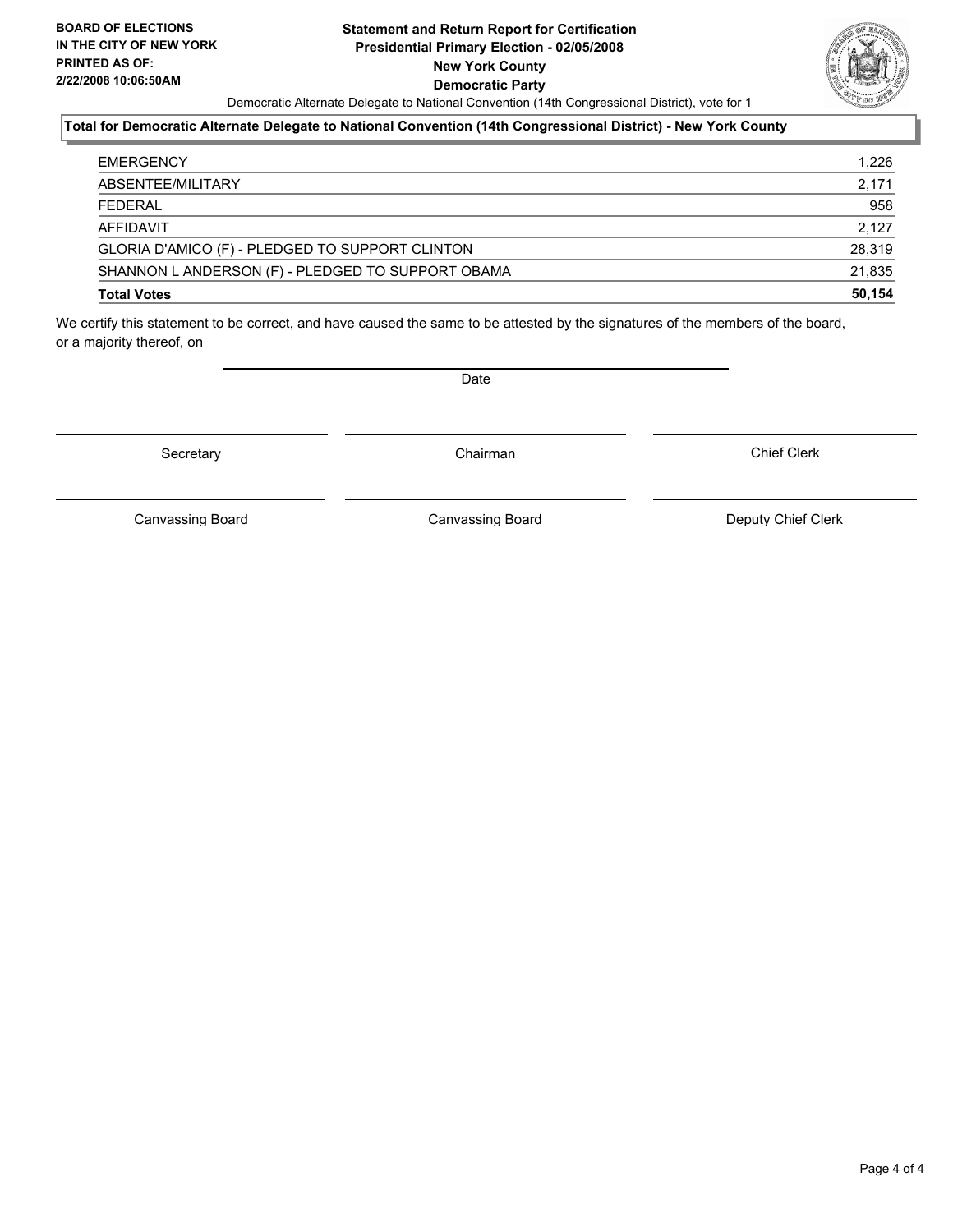**BOARD OF ELECTIONS IN THE CITY OF NEW YORK PRINTED AS OF: 2/22/2008 10:06:50AM**

# Statement and Return Report for Certification
## Presidential Primary Election - 02/05/2008
## New York County
## Democratic Party

Democratic Alternate Delegate to National Convention (14th Congressional District), vote for 1

### Total for Democratic Alternate Delegate to National Convention (14th Congressional District) - New York County

| | |
|---|---|
| EMERGENCY | 1,226 |
| ABSENTEE/MILITARY | 2,171 |
| FEDERAL | 958 |
| AFFIDAVIT | 2,127 |
| GLORIA D'AMICO (F) - PLEDGED TO SUPPORT CLINTON | 28,319 |
| SHANNON L ANDERSON (F) - PLEDGED TO SUPPORT OBAMA | 21,835 |
| **Total Votes** | **50,154** |

We certify this statement to be correct, and have caused the same to be attested by the signatures of the members of the board, or a majority thereof, on

Date

Secretary

Chairman

Chief Clerk

Canvassing Board

Canvassing Board

Deputy Chief Clerk